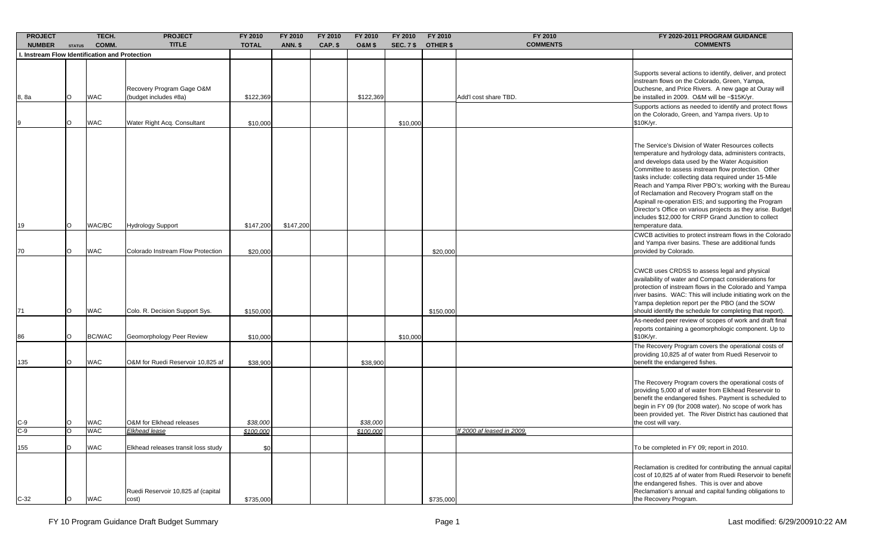| PROJECT NUMBER | STATUS | TECH. COMM. | PROJECT TITLE | FY 2010 TOTAL | FY 2010 ANN. $ | FY 2010 CAP. $ | FY 2010 O&M $ | FY 2010 SEC. 7 $ | FY 2010 OTHER $ | FY 2010 COMMENTS | FY 2020-2011 PROGRAM GUIDANCE COMMENTS |
|---|---|---|---|---|---|---|---|---|---|---|---|
| **I. Instream Flow Identification and Protection** | | | | | | | | | | | |
| 8, 8a | O | WAC | Recovery Program Gage O&M (budget includes #8a) | $122,369 | | | $122,369 | | | Add'l cost share TBD. | Supports several actions to identify, deliver, and protect instream flows on the Colorado, Green, Yampa, Duchesne, and Price Rivers. A new gage at Ouray will be installed in 2009. O&M will be ~$15K/yr. |
| 9 | O | WAC | Water Right Acq. Consultant | $10,000 | | | | $10,000 | | | Supports actions as needed to identify and protect flows on the Colorado, Green, and Yampa rivers. Up to $10K/yr. |
| 19 | O | WAC/BC | Hydrology Support | $147,200 | $147,200 | | | | | | The Service's Division of Water Resources collects temperature and hydrology data, administers contracts, and develops data used by the Water Acquisition Committee to assess instream flow protection. Other tasks include: collecting data required under 15-Mile Reach and Yampa River PBO's; working with the Bureau of Reclamation and Recovery Program staff on the Aspinall re-operation EIS; and supporting the Program Director's Office on various projects as they arise. Budget includes $12,000 for CRFP Grand Junction to collect temperature data. |
| 70 | O | WAC | Colorado Instream Flow Protection | $20,000 | | | | | $20,000 | | CWCB activities to protect instream flows in the Colorado and Yampa river basins. These are additional funds provided by Colorado. |
| 71 | O | WAC | Colo. R. Decision Support Sys. | $150,000 | | | | | $150,000 | | CWCB uses CRDSS to assess legal and physical availability of water and Compact considerations for protection of instream flows in the Colorado and Yampa river basins. WAC: This will include initiating work on the Yampa depletion report per the PBO (and the SOW should identify the schedule for completing that report). |
| 86 | O | BC/WAC | Geomorphology Peer Review | $10,000 | | | | $10,000 | | | As-needed peer review of scopes of work and draft final reports containing a geomorphologic component. Up to $10K/yr. |
| 135 | O | WAC | O&M for Ruedi Reservoir 10,825 af | $38,900 | | | $38,900 | | | | The Recovery Program covers the operational costs of providing 10,825 af of water from Ruedi Reservoir to benefit the endangered fishes. |
| C-9 | O | WAC | O&M for Elkhead releases | *$38,000* | | | *$38,000* | | | | The Recovery Program covers the operational costs of providing 5,000 af of water from Elkhead Reservoir to benefit the endangered fishes. Payment is scheduled to begin in FY 09 (for 2008 water). No scope of work has been provided yet. The River District has cautioned that the cost will vary. |
| C-9 | O | WAC | *Elkhead lease* | *$100,000* | | | *$100,000* | | | *If 2000 af leased in 2009.* | |
| 155 | D | WAC | Elkhead releases transit loss study | $0 | | | | | | | To be completed in FY 09; report in 2010. |
| C-32 | O | WAC | Ruedi Reservoir 10,825 af (capital cost) | $735,000 | | | | | $735,000 | | Reclamation is credited for contributing the annual capital cost of 10,825 af of water from Ruedi Reservoir to benefit the endangered fishes. This is over and above Reclamation's annual and capital funding obligations to the Recovery Program. |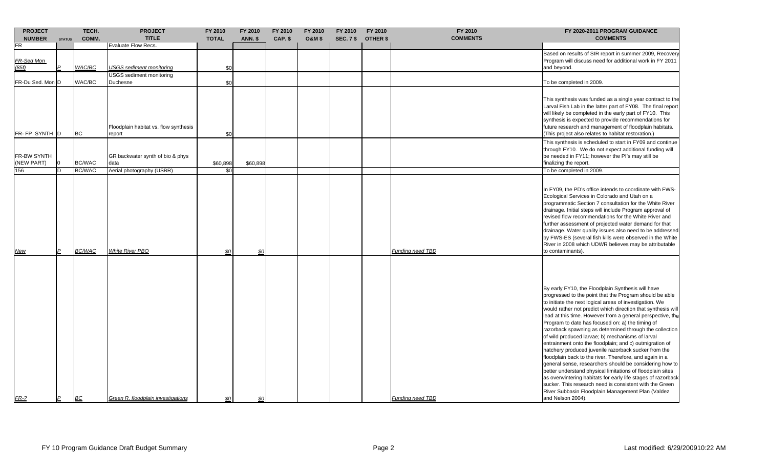| PROJECT NUMBER | STATUS | TECH. COMM. | PROJECT TITLE | FY 2010 TOTAL | FY 2010 ANN. $ | FY 2010 CAP. $ | FY 2010 O&M $ | FY 2010 SEC. 7 $ | FY 2010 OTHER $ | FY 2010 COMMENTS | FY 2020-2011 PROGRAM GUIDANCE COMMENTS |
|---|---|---|---|---|---|---|---|---|---|---|---|
| FR | | | Evaluate Flow Recs. | | | | | | | | |
| FR-Sed Mon (85f) | P | WAC/BC | USGS sediment monitoring | $0 | | | | | | | Based on results of SIR report in summer 2009, Recovery Program will discuss need for additional work in FY 2011 and beyond. |
| FR-Du Sed. Mon | D | WAC/BC | USGS sediment monitoring Duchesne | $0 | | | | | | | To be completed in 2009. |
| FR- FP SYNTH | D | BC | Floodplain habitat vs. flow synthesis report | $0 | | | | | | | This synthesis was funded as a single year contract to the Larval Fish Lab in the latter part of FY08. The final report will likely be completed in the early part of FY10. This synthesis is expected to provide recommendations for future research and management of floodplain habitats. (This project also relates to habitat restoration.) |
| FR-BW SYNTH (NEW PART) | O | BC/WAC | GR backwater synth of bio & phys data | $60,898 | $60,898 | | | | | | This synthesis is scheduled to start in FY09 and continue through FY10. We do not expect additional funding will be needed in FY11; however the PI's may still be finalizing the report. |
| 156 | D | BC/WAC | Aerial photography (USBR) | $0 | | | | | | | To be completed in 2009. |
| New | P | BC/WAC | White River PBO | $0 | $0 | | | | | Funding need TBD | In FY09, the PD's office intends to coordinate with FWS-Ecological Services in Colorado and Utah on a programmatic Section 7 consultation for the White River drainage. Initial steps will include Program approval of revised flow recommendations for the White River and further assessment of projected water demand for that drainage. Water quality issues also need to be addressed by FWS-ES (several fish kills were observed in the White River in 2008 which UDWR believes may be attributable to contaminants). |
| FR-? | P | BC | Green R. floodplain investigations | $0 | $0 | | | | | Funding need TBD | By early FY10, the Floodplain Synthesis will have progressed to the point that the Program should be able to initiate the next logical areas of investigation. We would rather not predict which direction that synthesis will lead at this time. However from a general perspective, the Program to date has focused on: a) the timing of razorback spawning as determined through the collection of wild produced larvae; b) mechanisms of larval entrainment onto the floodplain; and c) outmigration of hatchery produced juvenile razorback sucker from the floodplain back to the river. Therefore, and again in a general sense, researchers should be considering how to better understand physical limitations of floodplain sites as overwintering habitats for early life stages of razorback sucker. This research need is consistent with the Green River Subbasin Floodplain Management Plan (Valdez and Nelson 2004). |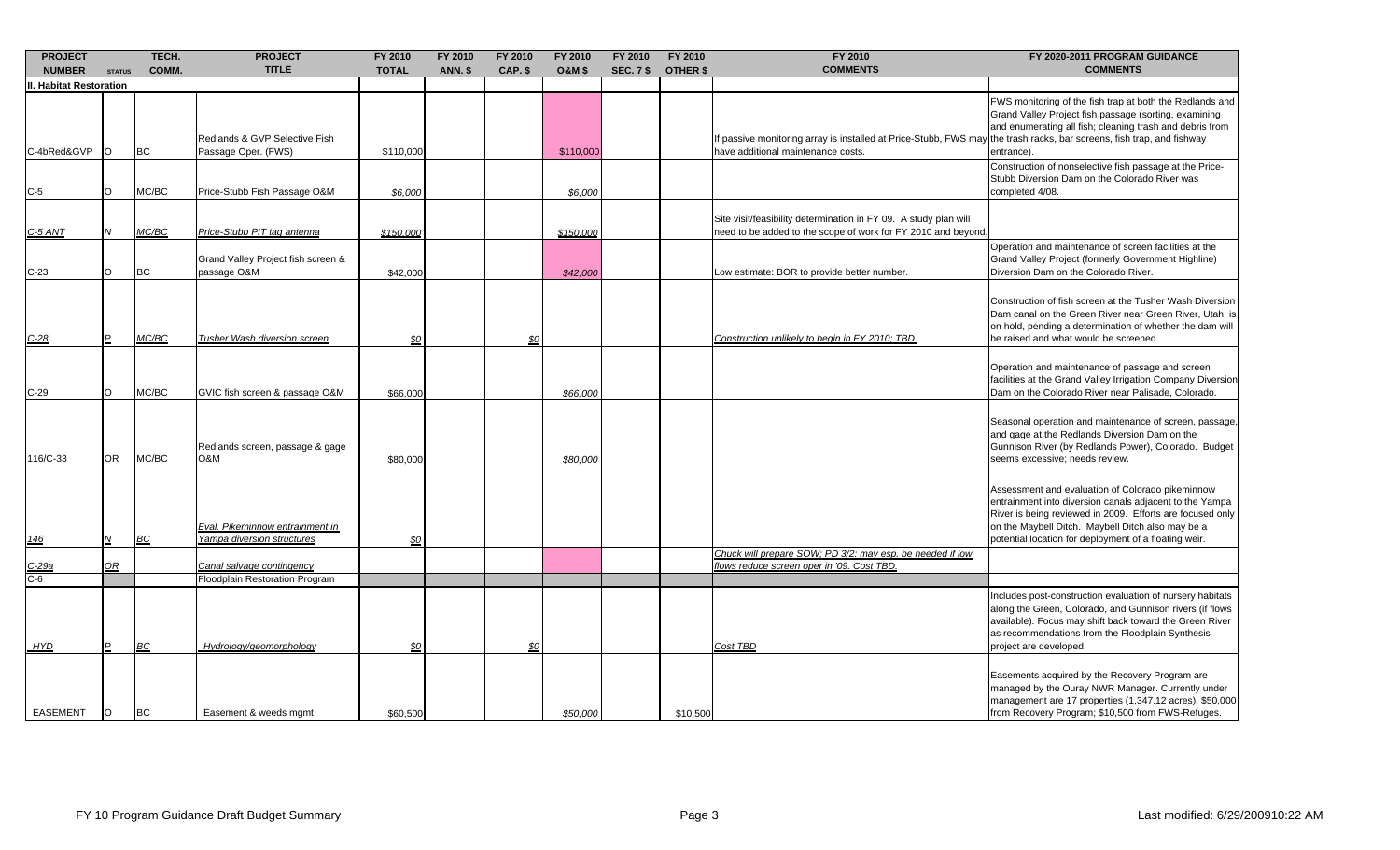| PROJECT NUMBER | STATUS | TECH. COMM. | PROJECT TITLE | FY 2010 TOTAL | FY 2010 ANN. $ | FY 2010 CAP. $ | FY 2010 O&M $ | FY 2010 SEC. 7 $ | FY 2010 OTHER $ | FY 2010 COMMENTS | FY 2020-2011 PROGRAM GUIDANCE COMMENTS |
|---|---|---|---|---|---|---|---|---|---|---|---|
| **II. Habitat Restoration** | | | | | | | | | | | |
| C-4bRed&GVP | O | BC | Redlands & GVP Selective Fish Passage Oper. (FWS) | $110,000 | | | $110,000 | | | If passive monitoring array is installed at Price-Stubb, FWS may have additional maintenance costs. | FWS monitoring of the fish trap at both the Redlands and Grand Valley Project fish passage (sorting, examining and enumerating all fish; cleaning trash and debris from the trash racks, bar screens, fish trap, and fishway entrance). |
| C-5 | O | MC/BC | Price-Stubb Fish Passage O&M | *$6,000* | | | *$6,000* | | | | Construction of nonselective fish passage at the Price-Stubb Diversion Dam on the Colorado River was completed 4/08. |
| *C-5 ANT* | *N* | *MC/BC* | *Price-Stubb PIT tag antenna* | *$150,000* | | | *$150,000* | | | Site visit/feasibility determination in FY 09. A study plan will need to be added to the scope of work for FY 2010 and beyond. | |
| C-23 | O | BC | Grand Valley Project fish screen & passage O&M | $42,000 | | | *$42,000* | | | Low estimate: BOR to provide better number. | Operation and maintenance of screen facilities at the Grand Valley Project (formerly Government Highline) Diversion Dam on the Colorado River. |
| *C-28* | *P* | *MC/BC* | *Tusher Wash diversion screen* | *$0* | | *$0* | | | | *Construction unlikely to begin in FY 2010; TBD.* | Construction of fish screen at the Tusher Wash Diversion Dam canal on the Green River near Green River, Utah, is on hold, pending a determination of whether the dam will be raised and what would be screened. |
| C-29 | O | MC/BC | GVIC fish screen & passage O&M | $66,000 | | | *$66,000* | | | | Operation and maintenance of passage and screen facilities at the Grand Valley Irrigation Company Diversion Dam on the Colorado River near Palisade, Colorado. |
| 116/C-33 | OR | MC/BC | Redlands screen, passage & gage O&M | $80,000 | | | *$80,000* | | | | Seasonal operation and maintenance of screen, passage, and gage at the Redlands Diversion Dam on the Gunnison River (by Redlands Power), Colorado. Budget seems excessive; needs review. |
| *146* | *N* | *BC* | *Eval. Pikeminnow entrainment in Yampa diversion structures* | *$0* | | | | | | | Assessment and evaluation of Colorado pikeminnow entrainment into diversion canals adjacent to the Yampa River is being reviewed in 2009. Efforts are focused only on the Maybell Ditch. Maybell Ditch also may be a potential location for deployment of a floating weir. |
| *C-29a* | *OR* | | *Canal salvage contingency* | | | | | | | *Chuck will prepare SOW; PD 3/2: may esp. be needed if low flows reduce screen oper in '09. Cost TBD.* | |
| C-6 | | | Floodplain Restoration Program | | | | | | | | |
| *HYD* | *P* | *BC* | *Hydrology/geomorphology* | *$0* | | *$0* | | | | *Cost TBD* | Includes post-construction evaluation of nursery habitats along the Green, Colorado, and Gunnison rivers (if flows available). Focus may shift back toward the Green River as recommendations from the Floodplain Synthesis project are developed. |
| EASEMENT | O | BC | Easement & weeds mgmt. | $60,500 | | | *$50,000* | | $10,500 | | Easements acquired by the Recovery Program are managed by the Ouray NWR Manager. Currently under management are 17 properties (1,347.12 acres). $50,000 from Recovery Program; $10,500 from FWS-Refuges. |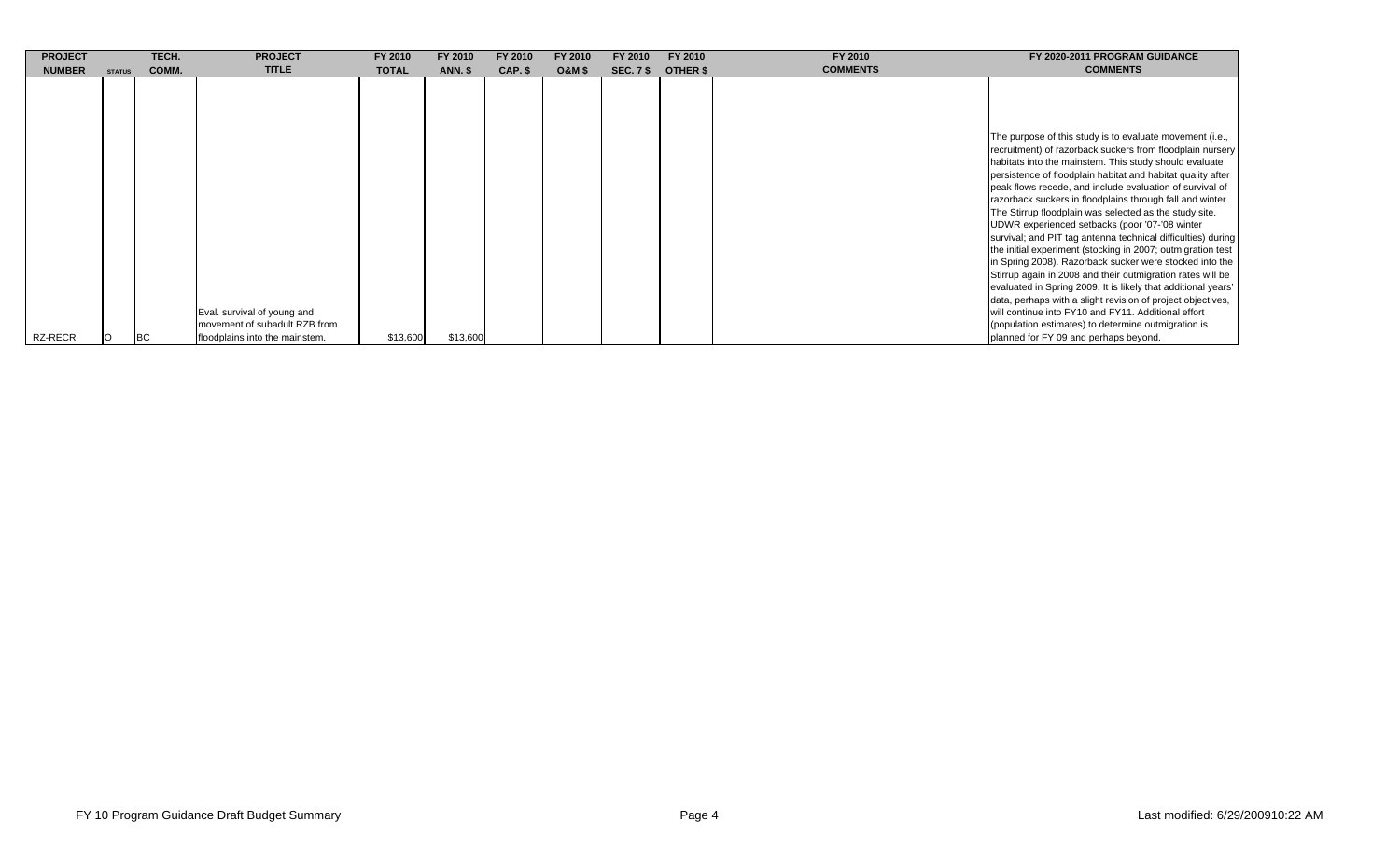| PROJECT NUMBER | STATUS | TECH. COMM. | PROJECT TITLE | FY 2010 TOTAL | FY 2010 ANN. $ | FY 2010 CAP. $ | FY 2010 O&M $ | FY 2010 SEC. 7 $ | FY 2010 OTHER $ | FY 2010 COMMENTS | FY 2020-2011 PROGRAM GUIDANCE COMMENTS |
|---|---|---|---|---|---|---|---|---|---|---|---|
| RZ-RECR | O | BC | Eval. survival of young and movement of subadult RZB from floodplains into the mainstem. | $13,600 | $13,600 | | | | | | The purpose of this study is to evaluate movement (i.e., recruitment) of razorback suckers from floodplain nursery habitats into the mainstem. This study should evaluate persistence of floodplain habitat and habitat quality after peak flows recede, and include evaluation of survival of razorback suckers in floodplains through fall and winter. The Stirrup floodplain was selected as the study site. UDWR experienced setbacks (poor '07-'08 winter survival; and PIT tag antenna technical difficulties) during the initial experiment (stocking in 2007; outmigration test in Spring 2008). Razorback sucker were stocked into the Stirrup again in 2008 and their outmigration rates will be evaluated in Spring 2009. It is likely that additional years' data, perhaps with a slight revision of project objectives, will continue into FY10 and FY11. Additional effort (population estimates) to determine outmigration is planned for FY 09 and perhaps beyond. |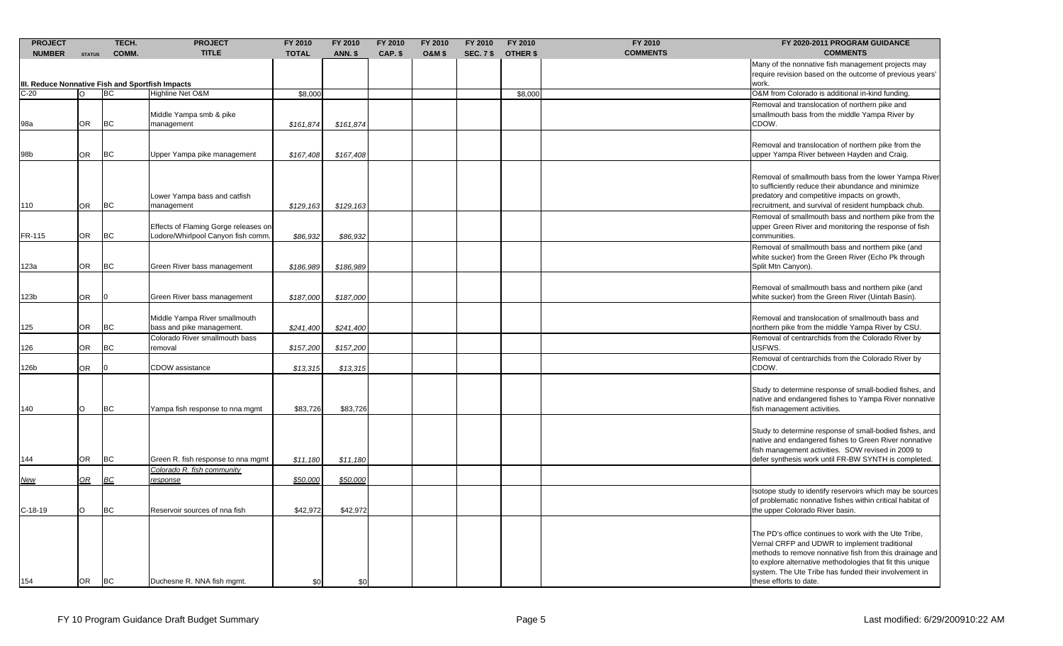| PROJECT NUMBER | STATUS | TECH. COMM. | PROJECT TITLE | FY 2010 TOTAL | FY 2010 ANN. $ | FY 2010 CAP. $ | FY 2010 O&M $ | FY 2010 SEC. 7 $ | FY 2010 OTHER $ | FY 2010 COMMENTS | FY 2020-2011 PROGRAM GUIDANCE COMMENTS |
|---|---|---|---|---|---|---|---|---|---|---|---|
| III. Reduce Nonnative Fish and Sportfish Impacts | | | | | | | | | | | Many of the nonnative fish management projects may require revision based on the outcome of previous years' work. |
| C-20 | O | BC | Highline Net O&M | $8,000 | | | | | $8,000 | | O&M from Colorado is additional in-kind funding. |
| 98a | OR | BC | Middle Yampa smb & pike management | *$161,874* | *$161,874* | | | | | | Removal and translocation of northern pike and smallmouth bass from the middle Yampa River by CDOW. |
| 98b | OR | BC | Upper Yampa pike management | *$167,408* | *$167,408* | | | | | | Removal and translocation of northern pike from the upper Yampa River between Hayden and Craig. |
| 110 | OR | BC | Lower Yampa bass and catfish management | *$129,163* | *$129,163* | | | | | | Removal of smallmouth bass from the lower Yampa River to sufficiently reduce their abundance and minimize predatory and competitive impacts on growth, recruitment, and survival of resident humpback chub. |
| FR-115 | OR | BC | Effects of Flaming Gorge releases on Lodore/Whirlpool Canyon fish comm. | *$86,932* | *$86,932* | | | | | | Removal of smallmouth bass and northern pike from the upper Green River and monitoring the response of fish communities. |
| 123a | OR | BC | Green River bass management | *$186,989* | *$186,989* | | | | | | Removal of smallmouth bass and northern pike (and white sucker) from the Green River (Echo Pk through Split Mtn Canyon). |
| 123b | OR | 0 | Green River bass management | *$187,000* | *$187,000* | | | | | | Removal of smallmouth bass and northern pike (and white sucker) from the Green River (Uintah Basin). |
| 125 | OR | BC | Middle Yampa River smallmouth bass and pike management. | *$241,400* | *$241,400* | | | | | | Removal and translocation of smallmouth bass and northern pike from the middle Yampa River by CSU. |
| 126 | OR | BC | Colorado River smallmouth bass removal | *$157,200* | *$157,200* | | | | | | Removal of centrarchids from the Colorado River by USFWS. |
| 126b | OR | 0 | CDOW assistance | *$13,315* | *$13,315* | | | | | | Removal of centrarchids from the Colorado River by CDOW. |
| 140 | O | BC | Yampa fish response to nna mgmt | $83,726 | $83,726 | | | | | | Study to determine response of small-bodied fishes, and native and endangered fishes to Yampa River nonnative fish management activities. |
| 144 | OR | BC | Green R. fish response to nna mgmt | *$11,180* | *$11,180* | | | | | | Study to determine response of small-bodied fishes, and native and endangered fishes to Green River nonnative fish management activities. SOW revised in 2009 to defer synthesis work until FR-BW SYNTH is completed. |
| *New* | *OR* | *BC* | *Colorado R. fish community response* | *$50,000* | *$50,000* | | | | | | |
| C-18-19 | O | BC | Reservoir sources of nna fish | $42,972 | $42,972 | | | | | | Isotope study to identify reservoirs which may be sources of problematic nonnative fishes within critical habitat of the upper Colorado River basin. |
| 154 | OR | BC | Duchesne R. NNA fish mgmt. | $0 | $0 | | | | | | The PD's office continues to work with the Ute Tribe, Vernal CRFP and UDWR to implement traditional methods to remove nonnative fish from this drainage and to explore alternative methodologies that fit this unique system. The Ute Tribe has funded their involvement in these efforts to date. |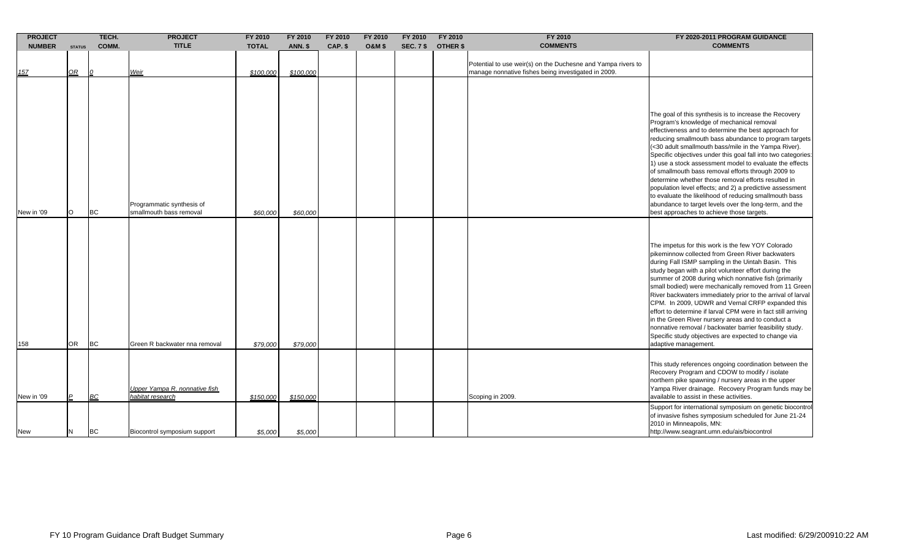| PROJECT NUMBER | STATUS | TECH. COMM. | PROJECT TITLE | FY 2010 TOTAL | FY 2010 ANN. $ | FY 2010 CAP. $ | FY 2010 O&M $ | FY 2010 SEC. 7 $ | FY 2010 OTHER $ | FY 2010 COMMENTS | FY 2020-2011 PROGRAM GUIDANCE COMMENTS |
|---|---|---|---|---|---|---|---|---|---|---|---|
| _157_ | _OR_ | _0_ | _Weir_ | _$100,000_ | _$100,000_ | | | | | Potential to use weir(s) on the Duchesne and Yampa rivers to manage nonnative fishes being investigated in 2009. | |
| New in '09 | O | BC | Programmatic synthesis of smallmouth bass removal | _$60,000_ | _$60,000_ | | | | | | The goal of this synthesis is to increase the Recovery Program's knowledge of mechanical removal effectiveness and to determine the best approach for reducing smallmouth bass abundance to program targets (<30 adult smallmouth bass/mile in the Yampa River). Specific objectives under this goal fall into two categories: 1) use a stock assessment model to evaluate the effects of smallmouth bass removal efforts through 2009 to determine whether those removal efforts resulted in population level effects; and 2) a predictive assessment to evaluate the likelihood of reducing smallmouth bass abundance to target levels over the long-term, and the best approaches to achieve those targets. |
| 158 | OR | BC | Green R backwater nna removal | _$79,000_ | _$79,000_ | | | | | | The impetus for this work is the few YOY Colorado pikeminnow collected from Green River backwaters during Fall ISMP sampling in the Uintah Basin. This study began with a pilot volunteer effort during the summer of 2008 during which nonnative fish (primarily small bodied) were mechanically removed from 11 Green River backwaters immediately prior to the arrival of larval CPM. In 2009, UDWR and Vernal CRFP expanded this effort to determine if larval CPM were in fact still arriving in the Green River nursery areas and to conduct a nonnative removal / backwater barrier feasibility study. Specific study objectives are expected to change via adaptive management. |
| New in '09 | _P_ | _BC_ | _Upper Yampa R. nonnative fish habitat research_ | _$150,000_ | _$150,000_ | | | | | Scoping in 2009. | This study references ongoing coordination between the Recovery Program and CDOW to modify / isolate northern pike spawning / nursery areas in the upper Yampa River drainage. Recovery Program funds may be available to assist in these activities. |
| New | N | BC | Biocontrol symposium support | _$5,000_ | _$5,000_ | | | | | | Support for international symposium on genetic biocontrol of invasive fishes symposium scheduled for June 21-24 2010 in Minneapolis, MN: http://www.seagrant.umn.edu/ais/biocontrol |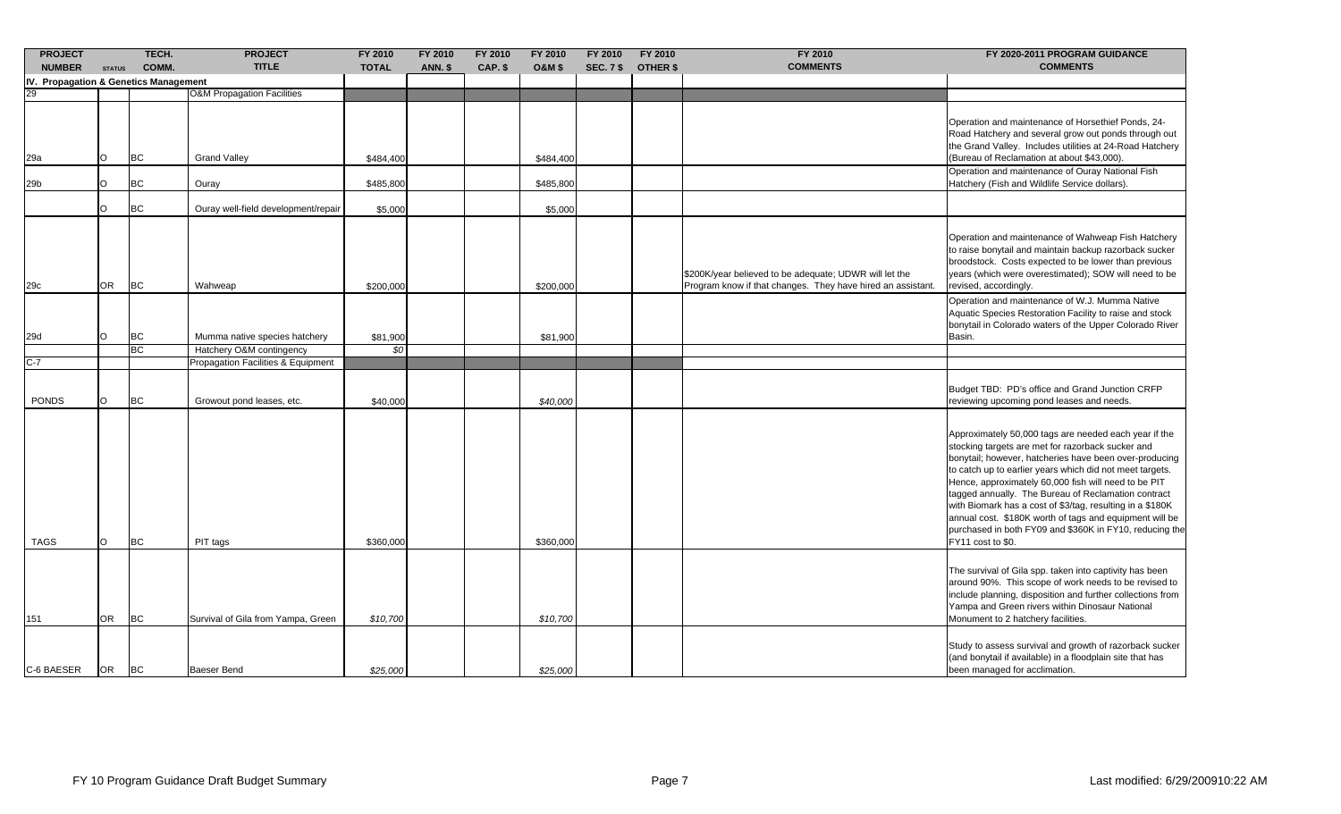| PROJECT NUMBER | STATUS | TECH. COMM. | PROJECT TITLE | FY 2010 TOTAL | FY 2010 ANN. $ | FY 2010 CAP. $ | FY 2010 O&M $ | FY 2010 SEC. 7 $ | FY 2010 OTHER $ | FY 2010 COMMENTS | FY 2020-2011 PROGRAM GUIDANCE COMMENTS |
|---|---|---|---|---|---|---|---|---|---|---|---|
| IV. Propagation & Genetics Management | | | | | | | | | | | |
| 29 | | | O&M Propagation Facilities | | | | | | | | |
| 29a | O | BC | Grand Valley | $484,400 | | | $484,400 | | | | Operation and maintenance of Horsethief Ponds, 24-Road Hatchery and several grow out ponds through out the Grand Valley. Includes utilities at 24-Road Hatchery (Bureau of Reclamation at about $43,000). |
| 29b | O | BC | Ouray | $485,800 | | | $485,800 | | | | Operation and maintenance of Ouray National Fish Hatchery (Fish and Wildlife Service dollars). |
| | O | BC | Ouray well-field development/repair | $5,000 | | | $5,000 | | | | |
| 29c | OR | BC | Wahweap | $200,000 | | | $200,000 | | | $200K/year believed to be adequate; UDWR will let the Program know if that changes. They have hired an assistant. | Operation and maintenance of Wahweap Fish Hatchery to raise bonytail and maintain backup razorback sucker broodstock. Costs expected to be lower than previous years (which were overestimated); SOW will need to be revised, accordingly. |
| 29d | O | BC | Mumma native species hatchery | $81,900 | | | $81,900 | | | | Operation and maintenance of W.J. Mumma Native Aquatic Species Restoration Facility to raise and stock bonytail in Colorado waters of the Upper Colorado River Basin. |
| | | BC | Hatchery O&M contingency | *$0* | | | | | | | |
| C-7 | | | Propagation Facilities & Equipment | | | | | | | | |
| PONDS | O | BC | Growout pond leases, etc. | $40,000 | | | *$40,000* | | | | Budget TBD: PD's office and Grand Junction CRFP reviewing upcoming pond leases and needs. |
| TAGS | O | BC | PIT tags | $360,000 | | | $360,000 | | | | Approximately 50,000 tags are needed each year if the stocking targets are met for razorback sucker and bonytail; however, hatcheries have been over-producing to catch up to earlier years which did not meet targets. Hence, approximately 60,000 fish will need to be PIT tagged annually. The Bureau of Reclamation contract with Biomark has a cost of $3/tag, resulting in a $180K annual cost. $180K worth of tags and equipment will be purchased in both FY09 and $360K in FY10, reducing the FY11 cost to $0. |
| 151 | OR | BC | Survival of Gila from Yampa, Green | *$10,700* | | | *$10,700* | | | | The survival of Gila spp. taken into captivity has been around 90%. This scope of work needs to be revised to include planning, disposition and further collections from Yampa and Green rivers within Dinosaur National Monument to 2 hatchery facilities. |
| C-6 BAESER | OR | BC | Baeser Bend | *$25,000* | | | *$25,000* | | | | Study to assess survival and growth of razorback sucker (and bonytail if available) in a floodplain site that has been managed for acclimation. |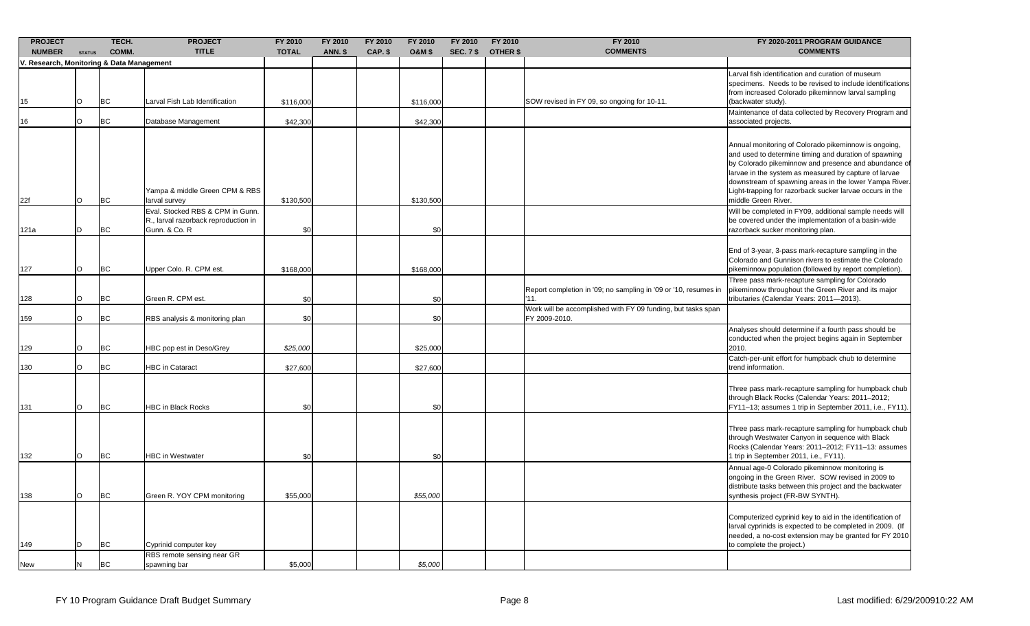| PROJECT NUMBER | STATUS | TECH. COMM. | PROJECT TITLE | FY 2010 TOTAL | FY 2010 ANN. $ | FY 2010 CAP. $ | FY 2010 O&M $ | FY 2010 SEC. 7 $ | FY 2010 OTHER $ | FY 2010 COMMENTS | FY 2020-2011 PROGRAM GUIDANCE COMMENTS |
|---|---|---|---|---|---|---|---|---|---|---|---|
| V. Research, Monitoring & Data Management | | | | | | | | | | | |
| 15 | O | BC | Larval Fish Lab Identification | $116,000 | | | $116,000 | | | SOW revised in FY 09, so ongoing for 10-11. | Larval fish identification and curation of museum specimens. Needs to be revised to include identifications from increased Colorado pikeminnow larval sampling (backwater study). |
| 16 | O | BC | Database Management | $42,300 | | | $42,300 | | | | Maintenance of data collected by Recovery Program and associated projects. |
| 22f | O | BC | Yampa & middle Green CPM & RBS larval survey | $130,500 | | | $130,500 | | | | Annual monitoring of Colorado pikeminnow is ongoing, and used to determine timing and duration of spawning by Colorado pikeminnow and presence and abundance of larvae in the system as measured by capture of larvae downstream of spawning areas in the lower Yampa River. Light-trapping for razorback sucker larvae occurs in the middle Green River. |
| 121a | D | BC | Eval. Stocked RBS & CPM in Gunn. R., larval razorback reproduction in Gunn. & Co. R | $0 | | | $0 | | | | Will be completed in FY09, additional sample needs will be covered under the implementation of a basin-wide razorback sucker monitoring plan. |
| 127 | O | BC | Upper Colo. R. CPM est. | $168,000 | | | $168,000 | | | | End of 3-year, 3-pass mark-recapture sampling in the Colorado and Gunnison rivers to estimate the Colorado pikeminnow population (followed by report completion). |
| 128 | O | BC | Green R. CPM est. | $0 | | | $0 | | | Report completion in '09; no sampling in '09 or '10, resumes in '11. | Three pass mark-recapture sampling for Colorado pikeminnow throughout the Green River and its major tributaries (Calendar Years: 2011—2013). |
| 159 | O | BC | RBS analysis & monitoring plan | $0 | | | $0 | | | Work will be accomplished with FY 09 funding, but tasks span FY 2009-2010. | |
| 129 | O | BC | HBC pop est in Deso/Grey | *$25,000* | | | $25,000 | | | | Analyses should determine if a fourth pass should be conducted when the project begins again in September 2010. |
| 130 | O | BC | HBC in Cataract | $27,600 | | | $27,600 | | | | Catch-per-unit effort for humpback chub to determine trend information. |
| 131 | O | BC | HBC in Black Rocks | $0 | | | $0 | | | | Three pass mark-recapture sampling for humpback chub through Black Rocks (Calendar Years: 2011–2012; FY11–13; assumes 1 trip in September 2011, i.e., FY11). |
| 132 | O | BC | HBC in Westwater | $0 | | | $0 | | | | Three pass mark-recapture sampling for humpback chub through Westwater Canyon in sequence with Black Rocks (Calendar Years: 2011–2012; FY11–13: assumes 1 trip in September 2011, i.e., FY11). |
| 138 | O | BC | Green R. YOY CPM monitoring | $55,000 | | | *$55,000* | | | | Annual age-0 Colorado pikeminnow monitoring is ongoing in the Green River. SOW revised in 2009 to distribute tasks between this project and the backwater synthesis project (FR-BW SYNTH). |
| 149 | D | BC | Cyprinid computer key | | | | | | | | Computerized cyprinid key to aid in the identification of larval cyprinids is expected to be completed in 2009. (If needed, a no-cost extension may be granted for FY 2010 to complete the project.) |
| New | N | BC | RBS remote sensing near GR spawning bar | $5,000 | | | *$5,000* | | | | |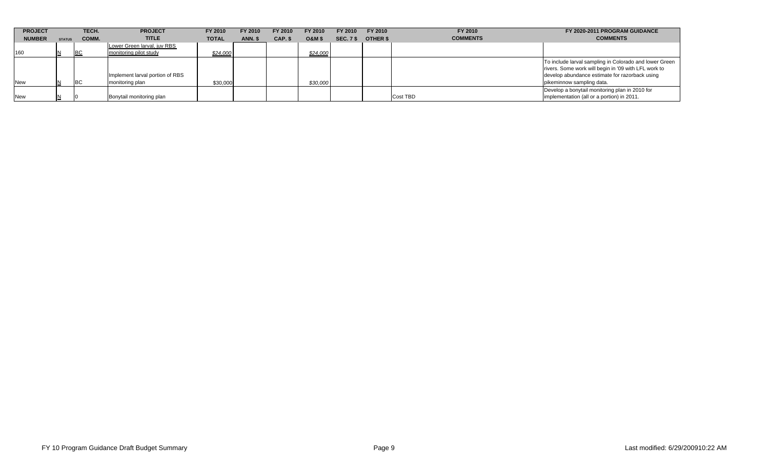| PROJECT NUMBER | STATUS | TECH. COMM. | PROJECT TITLE | FY 2010 TOTAL | FY 2010 ANN. $ | FY 2010 CAP. $ | FY 2010 O&M $ | FY 2010 SEC. 7 $ | FY 2010 OTHER $ | FY 2010 COMMENTS | FY 2020-2011 PROGRAM GUIDANCE COMMENTS |
|---|---|---|---|---|---|---|---|---|---|---|---|
| 160 | N | BC | Lower Green larval, juv RBS monitoring pilot study | *$24,000* | | | *$24,000* | | | | |
| New | N | BC | Implement larval portion of RBS monitoring plan | $30,000 | | | *$30,000* | | | | To include larval sampling in Colorado and lower Green rivers. Some work will begin in '09 with LFL work to develop abundance estimate for razorback using pikeminnow sampling data. |
| New | N | 0 | Bonytail monitoring plan | | | | | | | Cost TBD | Develop a bonytail monitoring plan in 2010 for implementation (all or a portion) in 2011. |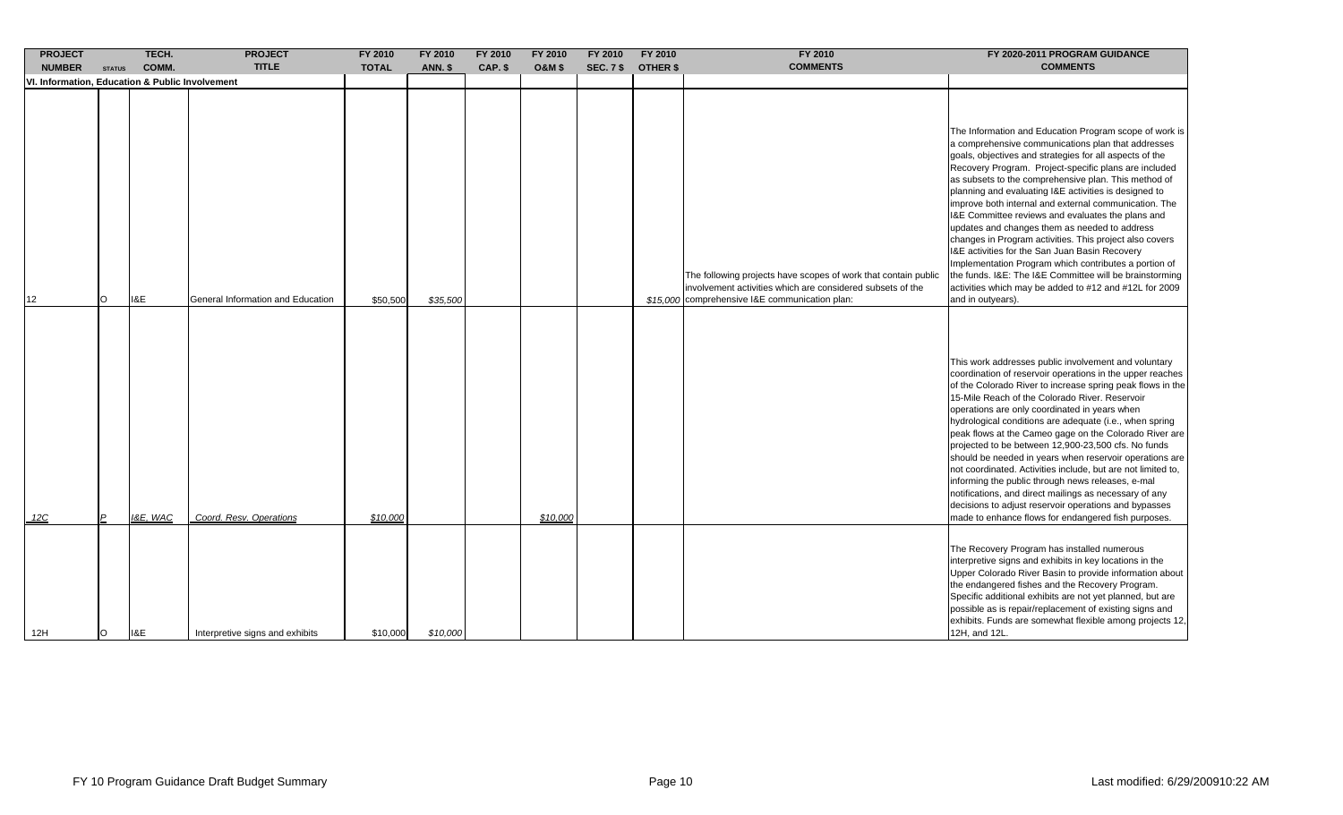| PROJECT NUMBER | STATUS | TECH. COMM. | PROJECT TITLE | FY 2010 TOTAL | FY 2010 ANN. $ | FY 2010 CAP. $ | FY 2010 O&M $ | FY 2010 SEC. 7 $ | FY 2010 OTHER $ | FY 2010 COMMENTS | FY 2020-2011 PROGRAM GUIDANCE COMMENTS |
|---|---|---|---|---|---|---|---|---|---|---|---|
| **VI. Information, Education & Public Involvement** | | | | | | | | | | | |
| 12 | O | I&E | General Information and Education | $50,500 | *$35,500* | | | | *$15,000* | The following projects have scopes of work that contain public involvement activities which are considered subsets of the comprehensive I&E communication plan: | The Information and Education Program scope of work is a comprehensive communications plan that addresses goals, objectives and strategies for all aspects of the Recovery Program. Project-specific plans are included as subsets to the comprehensive plan. This method of planning and evaluating I&E activities is designed to improve both internal and external communication. The I&E Committee reviews and evaluates the plans and updates and changes them as needed to address changes in Program activities. This project also covers I&E activities for the San Juan Basin Recovery Implementation Program which contributes a portion of the funds. I&E: The I&E Committee will be brainstorming activities which may be added to #12 and #12L for 2009 and in outyears). |
| *12C* | *P* | *I&E, WAC* | *Coord. Resv. Operations* | *$10,000* | | | *$10,000* | | | | This work addresses public involvement and voluntary coordination of reservoir operations in the upper reaches of the Colorado River to increase spring peak flows in the 15-Mile Reach of the Colorado River. Reservoir operations are only coordinated in years when hydrological conditions are adequate (i.e., when spring peak flows at the Cameo gage on the Colorado River are projected to be between 12,900-23,500 cfs. No funds should be needed in years when reservoir operations are not coordinated. Activities include, but are not limited to, informing the public through news releases, e-mal notifications, and direct mailings as necessary of any decisions to adjust reservoir operations and bypasses made to enhance flows for endangered fish purposes. |
| 12H | O | I&E | Interpretive signs and exhibits | $10,000 | *$10,000* | | | | | | The Recovery Program has installed numerous interpretive signs and exhibits in key locations in the Upper Colorado River Basin to provide information about the endangered fishes and the Recovery Program. Specific additional exhibits are not yet planned, but are possible as is repair/replacement of existing signs and exhibits. Funds are somewhat flexible among projects 12, 12H, and 12L. |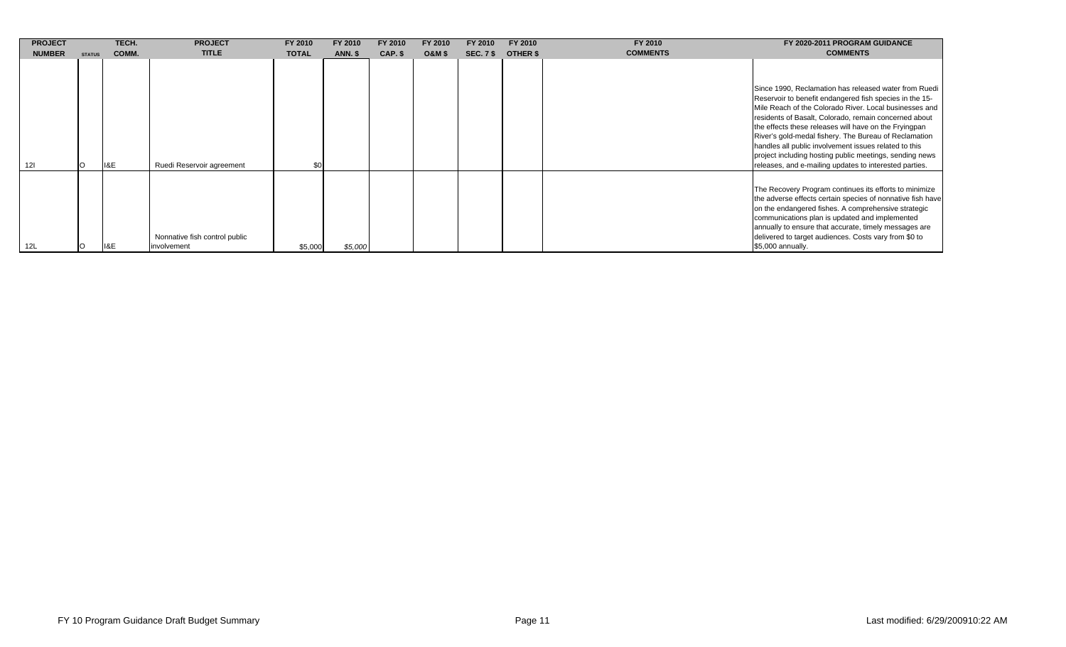| PROJECT NUMBER | STATUS | TECH. COMM. | PROJECT TITLE | FY 2010 TOTAL | FY 2010 ANN. $ | FY 2010 CAP. $ | FY 2010 O&M $ | FY 2010 SEC. 7 $ | FY 2010 OTHER $ | FY 2010 COMMENTS | FY 2020-2011 PROGRAM GUIDANCE COMMENTS |
|---|---|---|---|---|---|---|---|---|---|---|---|
| 12I | O | I&E | Ruedi Reservoir agreement | $0 | | | | | | | Since 1990, Reclamation has released water from Ruedi Reservoir to benefit endangered fish species in the 15-Mile Reach of the Colorado River. Local businesses and residents of Basalt, Colorado, remain concerned about the effects these releases will have on the Fryingpan River's gold-medal fishery. The Bureau of Reclamation handles all public involvement issues related to this project including hosting public meetings, sending news releases, and e-mailing updates to interested parties. |
| 12L | O | I&E | Nonnative fish control public involvement | $5,000 | *$5,000* | | | | | | The Recovery Program continues its efforts to minimize the adverse effects certain species of nonnative fish have on the endangered fishes. A comprehensive strategic communications plan is updated and implemented annually to ensure that accurate, timely messages are delivered to target audiences. Costs vary from $0 to $5,000 annually. |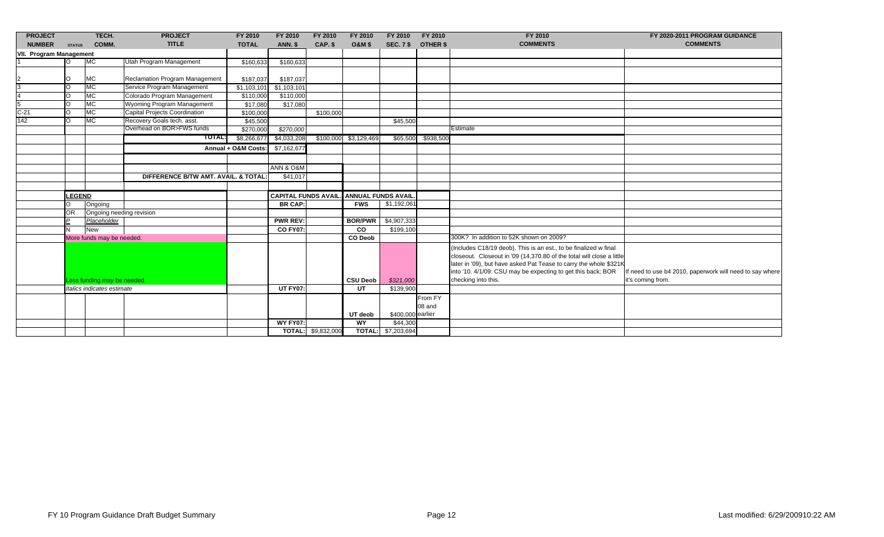| PROJECT NUMBER | STATUS | TECH. COMM. | PROJECT TITLE | FY 2010 TOTAL | FY 2010 ANN. $ | FY 2010 CAP. $ | FY 2010 O&M $ | FY 2010 SEC. 7 $ | FY 2010 OTHER $ | FY 2010 COMMENTS | FY 2020-2011 PROGRAM GUIDANCE COMMENTS |
|---|---|---|---|---|---|---|---|---|---|---|---|
| **VII. Program Management** | | | | | | | | | | | |
| 1 | O | MC | Utah Program Management | $160,633 | $160,633 | | | | | | |
| 2 | O | MC | Reclamation Program Management | $187,037 | $187,037 | | | | | | |
| 3 | O | MC | Service Program Management | $1,103,101 | $1,103,101 | | | | | | |
| 4 | O | MC | Colorado Program Management | $110,000 | $110,000 | | | | | | |
| 5 | O | MC | Wyoming Program Management | $17,080 | $17,080 | | | | | | |
| C-21 | O | MC | Capital Projects Coordination | $100,000 | | $100,000 | | | | | |
| 142 | O | MC | Recovery Goals tech. asst. | $45,500 | | | | $45,500 | | | |
| | | | Overhead on BOR>FWS funds | $270,000 | *$270,000* | | | | | Estimate | |
| | | | **TOTAL:** | $8,266,677 | $4,033,208 | $100,000 | $3,129,469 | $65,500 | $938,500 | | |
| | | | **Annual + O&M Costs:** | | $7,162,677 | | | | | | |
| | | | | | ANN & O&M | | | | | | |
| | | | **DIFFERENCE B/TW AMT. AVAIL. & TOTAL:** | | $41,017 | | | | | | |
| | **LEGEND** | | | | **CAPITAL FUNDS AVAIL.** | | **ANNUAL FUNDS AVAIL.** | | | | |
| | O | Ongoing | | | **BR CAP:** | | **FWS** | $1,192,061 | | | |
| | OR | Ongoing needing revision | | | | | | | | | |
| | P | *Placeholder* | | | **PWR REV:** | | **BOR/PWR** | $4,907,333 | | | |
| | N | New | | | **CO FY07:** | | **CO** | $199,100 | | | |
| | More funds may be needed. | | | | | | **CO Deob** | | | 300K? In addition to 52K shown on 2009? | |
| | Less funding may be needed. | | | | | | **CSU Deob** | *$321,000* | | (Includes C18/19 deob). This is an est., to be finalized w final closeout. Closeout in '09 (14,370.80 of the total will close a little later in '09), but have asked Pat Tease to carry the whole $321K into '10. 4/1/09: CSU may be expecting to get this back; BOR checking into this. | If need to use b4 2010, paperwork will need to say where it's coming from. |
| | *Italics indicates estimate* | | | | **UT FY07:** | | **UT** | $139,900 | | | |
| | | | | | | | **UT deob** | $400,000 | From FY 08 and earlier | | |
| | | | | | **WY FY07:** | | **WY** | $44,300 | | | |
| | | | | | **TOTAL:** | $9,832,000 | **TOTAL:** | $7,203,694 | | | |

FY 10 Program Guidance Draft Budget Summary

Last modified: 6/29/2009 10:22 AM